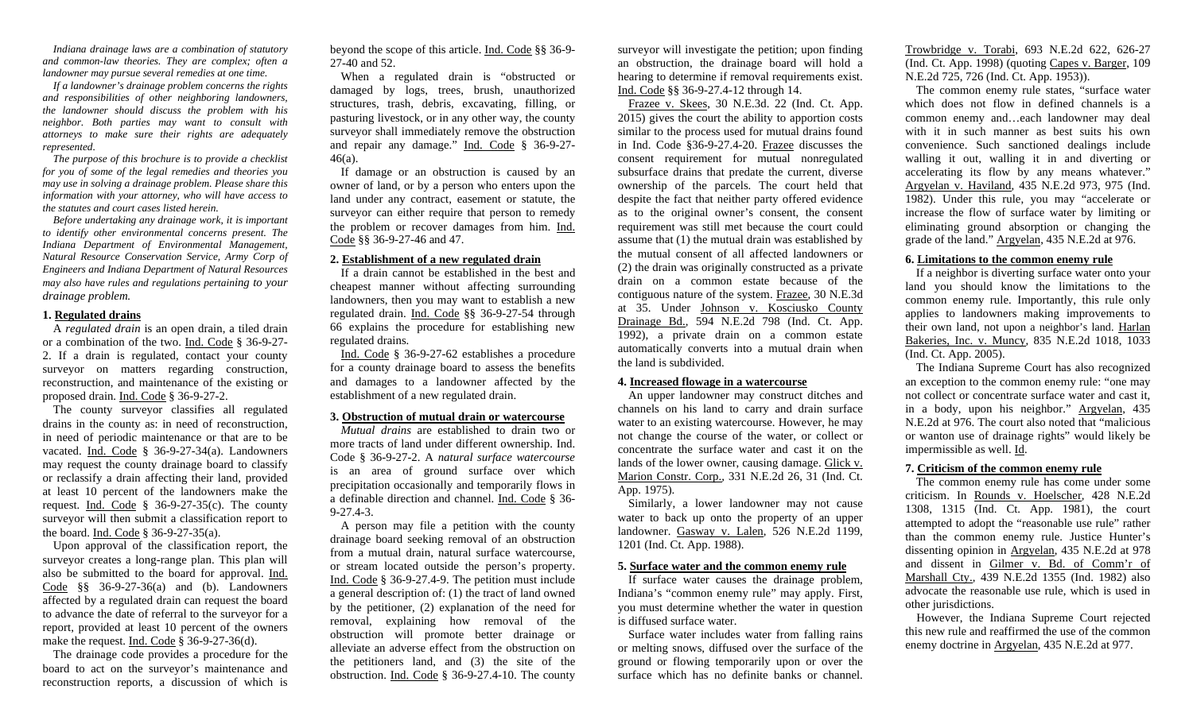*Indiana drainage laws are a combination of statutory and common-law theories. They are complex; often a landowner may pursue several remedies at one time.*

*If a landowner's drainage problem concerns the rights and responsibilities of other neighboring landowners, the landowner should discuss the problem with his neighbor. Both parties may want to consult with attorneys to make sure their rights are adequately represented.*

*The purpose of this brochure is to provide a checklist for you of some of the legal remedies and theories you may use in solving a drainage problem. Please share this information with your attorney, who will have access to the statutes and court cases listed herein.*

*Before undertaking any drainage work, it is important to identify other environmental concerns present. The Indiana Department of Environmental Management, Natural Resource Conservation Service, Army Corp of Engineers and Indiana Department of Natural Resources may also have rules and regulations pertaining to your drainage problem.*

## 1. Regulated drains

A *regulated drain* is an open drain, a tiled drain or a combination of the two. Ind. Code § 36-9-27-2. If a drain is regulated, contact your county surveyor on matters regarding construction, reconstruction, and maintenance of the existing or proposed drain. Ind. Code § 36-9-27-2.

The county surveyor classifies all regulated drains in the county as: in need of reconstruction, in need of periodic maintenance or that are to be vacated. Ind. Code § 36-9-27-34(a). Landowners may request the county drainage board to classify or reclassify a drain affecting their land, provided at least 10 percent of the landowners make the request. Ind. Code § 36-9-27-35(c). The county surveyor will then submit a classification report to the board. Ind. Code § 36-9-27-35(a).

Upon approval of the classification report, the surveyor creates a long-range plan. This plan will also be submitted to the board for approval. Ind. Code §§ 36-9-27-36(a) and (b). Landowners affected by a regulated drain can request the board to advance the date of referral to the surveyor for a report, provided at least 10 percent of the owners make the request. Ind. Code § 36-9-27-36(d).

The drainage code provides a procedure for the board to act on the surveyor's maintenance and reconstruction reports, a discussion of which is beyond the scope of this article. Ind. Code §§ 36-9-27-40 and 52.

When a regulated drain is "obstructed or damaged by logs, trees, brush, unauthorized structures, trash, debris, excavating, filling, or pasturing livestock, or in any other way, the county surveyor shall immediately remove the obstruction and repair any damage." Ind. Code § 36-9-27-46(a).

If damage or an obstruction is caused by an owner of land, or by a person who enters upon the land under any contract, easement or statute, the surveyor can either require that person to remedy the problem or recover damages from him. Ind. Code §§ 36-9-27-46 and 47.

## 2. Establishment of a new regulated drain

If a drain cannot be established in the best and cheapest manner without affecting surrounding landowners, then you may want to establish a new regulated drain. Ind. Code §§ 36-9-27-54 through 66 explains the procedure for establishing new regulated drains.

Ind. Code § 36-9-27-62 establishes a procedure for a county drainage board to assess the benefits and damages to a landowner affected by the establishment of a new regulated drain.

## 3. Obstruction of mutual drain or watercourse

*Mutual drains* are established to drain two or more tracts of land under different ownership. Ind. Code § 36-9-27-2. A *natural surface watercourse* is an area of ground surface over which precipitation occasionally and temporarily flows in a definable direction and channel. Ind. Code § 36-9-27.4-3.

A person may file a petition with the county drainage board seeking removal of an obstruction from a mutual drain, natural surface watercourse, or stream located outside the person's property. Ind. Code § 36-9-27.4-9. The petition must include a general description of: (1) the tract of land owned by the petitioner, (2) explanation of the need for removal, explaining how removal of the obstruction will promote better drainage or alleviate an adverse effect from the obstruction on the petitioners land, and (3) the site of the obstruction. Ind. Code § 36-9-27.4-10. The county surveyor will investigate the petition; upon finding an obstruction, the drainage board will hold a hearing to determine if removal requirements exist. Ind. Code §§ 36-9-27.4-12 through 14.

Frazee v. Skees, 30 N.E.3d. 22 (Ind. Ct. App. 2015) gives the court the ability to apportion costs similar to the process used for mutual drains found in Ind. Code §36-9-27.4-20. Frazee discusses the consent requirement for mutual nonregulated subsurface drains that predate the current, diverse ownership of the parcels. The court held that despite the fact that neither party offered evidence as to the original owner's consent, the consent requirement was still met because the court could assume that (1) the mutual drain was established by the mutual consent of all affected landowners or (2) the drain was originally constructed as a private drain on a common estate because of the contiguous nature of the system. Frazee, 30 N.E.3d at 35. Under Johnson v. Kosciusko County Drainage Bd., 594 N.E.2d 798 (Ind. Ct. App. 1992), a private drain on a common estate automatically converts into a mutual drain when the land is subdivided.

## 4. Increased flowage in a watercourse

An upper landowner may construct ditches and channels on his land to carry and drain surface water to an existing watercourse. However, he may not change the course of the water, or collect or concentrate the surface water and cast it on the lands of the lower owner, causing damage. Glick v. Marion Constr. Corp., 331 N.E.2d 26, 31 (Ind. Ct. App. 1975).

Similarly, a lower landowner may not cause water to back up onto the property of an upper landowner. Gasway v. Lalen, 526 N.E.2d 1199, 1201 (Ind. Ct. App. 1988).

## 5. Surface water and the common enemy rule

If surface water causes the drainage problem, Indiana's "common enemy rule" may apply. First, you must determine whether the water in question is diffused surface water.

Surface water includes water from falling rains or melting snows, diffused over the surface of the ground or flowing temporarily upon or over the surface which has no definite banks or channel. Trowbridge v. Torabi, 693 N.E.2d 622, 626-27 (Ind. Ct. App. 1998) (quoting Capes v. Barger, 109 N.E.2d 725, 726 (Ind. Ct. App. 1953)).

The common enemy rule states, "surface water which does not flow in defined channels is a common enemy and…each landowner may deal with it in such manner as best suits his own convenience. Such sanctioned dealings include walling it out, walling it in and diverting or accelerating its flow by any means whatever." Argyelan v. Haviland, 435 N.E.2d 973, 975 (Ind. 1982). Under this rule, you may "accelerate or increase the flow of surface water by limiting or eliminating ground absorption or changing the grade of the land." Argyelan, 435 N.E.2d at 976.

## 6. Limitations to the common enemy rule

If a neighbor is diverting surface water onto your land you should know the limitations to the common enemy rule. Importantly, this rule only applies to landowners making improvements to their own land, not upon a neighbor's land. Harlan Bakeries, Inc. v. Muncy, 835 N.E.2d 1018, 1033 (Ind. Ct. App. 2005).

The Indiana Supreme Court has also recognized an exception to the common enemy rule: "one may not collect or concentrate surface water and cast it, in a body, upon his neighbor." Argyelan, 435 N.E.2d at 976. The court also noted that "malicious or wanton use of drainage rights" would likely be impermissible as well. Id.

## 7. Criticism of the common enemy rule

The common enemy rule has come under some criticism. In Rounds v. Hoelscher, 428 N.E.2d 1308, 1315 (Ind. Ct. App. 1981), the court attempted to adopt the "reasonable use rule" rather than the common enemy rule. Justice Hunter's dissenting opinion in Argyelan, 435 N.E.2d at 978 and dissent in Gilmer v. Bd. of Comm'r of Marshall Cty., 439 N.E.2d 1355 (Ind. 1982) also advocate the reasonable use rule, which is used in other jurisdictions.

However, the Indiana Supreme Court rejected this new rule and reaffirmed the use of the common enemy doctrine in Argyelan, 435 N.E.2d at 977.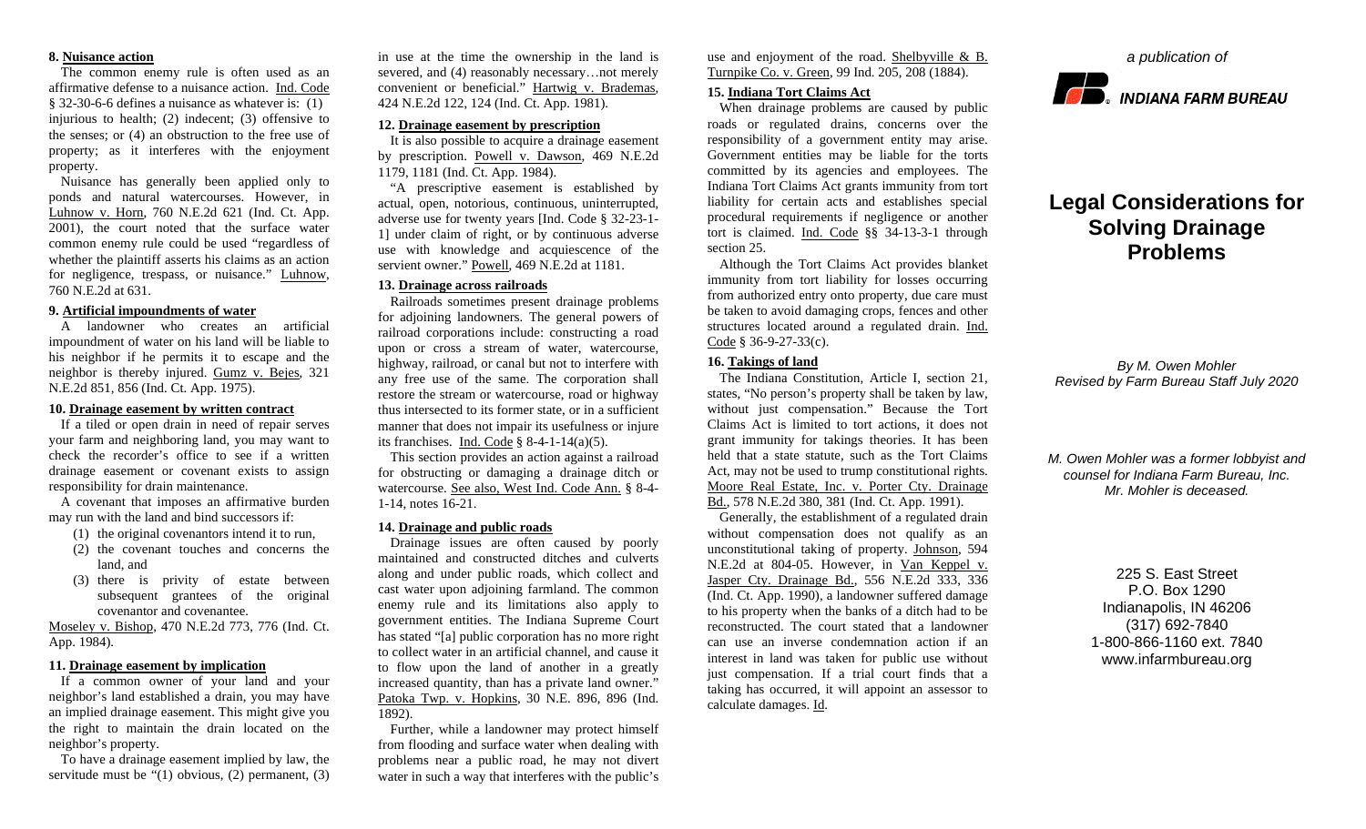**8. Nuisance action**

The common enemy rule is often used as an affirmative defense to a nuisance action. Ind. Code § 32-30-6-6 defines a nuisance as whatever is: (1) injurious to health; (2) indecent; (3) offensive to the senses; or (4) an obstruction to the free use of property; as it interferes with the enjoyment property.

Nuisance has generally been applied only to ponds and natural watercourses. However, in Luhnow v. Horn, 760 N.E.2d 621 (Ind. Ct. App. 2001), the court noted that the surface water common enemy rule could be used "regardless of whether the plaintiff asserts his claims as an action for negligence, trespass, or nuisance." Luhnow, 760 N.E.2d at 631.

**9. Artificial impoundments of water**

A landowner who creates an artificial impoundment of water on his land will be liable to his neighbor if he permits it to escape and the neighbor is thereby injured. Gumz v. Bejes, 321 N.E.2d 851, 856 (Ind. Ct. App. 1975).

**10. Drainage easement by written contract**

If a tiled or open drain in need of repair serves your farm and neighboring land, you may want to check the recorder's office to see if a written drainage easement or covenant exists to assign responsibility for drain maintenance.

A covenant that imposes an affirmative burden may run with the land and bind successors if:

(1) the original covenantors intend it to run,
(2) the covenant touches and concerns the land, and
(3) there is privity of estate between subsequent grantees of the original covenantor and covenantee.

Moseley v. Bishop, 470 N.E.2d 773, 776 (Ind. Ct. App. 1984).

**11. Drainage easement by implication**

If a common owner of your land and your neighbor's land established a drain, you may have an implied drainage easement. This might give you the right to maintain the drain located on the neighbor's property.

To have a drainage easement implied by law, the servitude must be "(1) obvious, (2) permanent, (3) in use at the time the ownership in the land is severed, and (4) reasonably necessary…not merely convenient or beneficial." Hartwig v. Brademas, 424 N.E.2d 122, 124 (Ind. Ct. App. 1981).

**12. Drainage easement by prescription**

It is also possible to acquire a drainage easement by prescription. Powell v. Dawson, 469 N.E.2d 1179, 1181 (Ind. Ct. App. 1984).

"A prescriptive easement is established by actual, open, notorious, continuous, uninterrupted, adverse use for twenty years [Ind. Code § 32-23-1-1] under claim of right, or by continuous adverse use with knowledge and acquiescence of the servient owner." Powell, 469 N.E.2d at 1181.

**13. Drainage across railroads**

Railroads sometimes present drainage problems for adjoining landowners. The general powers of railroad corporations include: constructing a road upon or cross a stream of water, watercourse, highway, railroad, or canal but not to interfere with any free use of the same. The corporation shall restore the stream or watercourse, road or highway thus intersected to its former state, or in a sufficient manner that does not impair its usefulness or injure its franchises. Ind. Code § 8-4-1-14(a)(5).

This section provides an action against a railroad for obstructing or damaging a drainage ditch or watercourse. See also, West Ind. Code Ann. § 8-4-1-14, notes 16-21.

**14. Drainage and public roads**

Drainage issues are often caused by poorly maintained and constructed ditches and culverts along and under public roads, which collect and cast water upon adjoining farmland. The common enemy rule and its limitations also apply to government entities. The Indiana Supreme Court has stated "[a] public corporation has no more right to collect water in an artificial channel, and cause it to flow upon the land of another in a greatly increased quantity, than has a private land owner." Patoka Twp. v. Hopkins, 30 N.E. 896, 896 (Ind. 1892).

Further, while a landowner may protect himself from flooding and surface water when dealing with problems near a public road, he may not divert water in such a way that interferes with the public's use and enjoyment of the road. Shelbyville & B. Turnpike Co. v. Green, 99 Ind. 205, 208 (1884).

**15. Indiana Tort Claims Act**

When drainage problems are caused by public roads or regulated drains, concerns over the responsibility of a government entity may arise. Government entities may be liable for the torts committed by its agencies and employees. The Indiana Tort Claims Act grants immunity from tort liability for certain acts and establishes special procedural requirements if negligence or another tort is claimed. Ind. Code §§ 34-13-3-1 through section 25.

Although the Tort Claims Act provides blanket immunity from tort liability for losses occurring from authorized entry onto property, due care must be taken to avoid damaging crops, fences and other structures located around a regulated drain. Ind. Code § 36-9-27-33(c).

**16. Takings of land**

The Indiana Constitution, Article I, section 21, states, "No person's property shall be taken by law, without just compensation." Because the Tort Claims Act is limited to tort actions, it does not grant immunity for takings theories. It has been held that a state statute, such as the Tort Claims Act, may not be used to trump constitutional rights. Moore Real Estate, Inc. v. Porter Cty. Drainage Bd., 578 N.E.2d 380, 381 (Ind. Ct. App. 1991).

Generally, the establishment of a regulated drain without compensation does not qualify as an unconstitutional taking of property. Johnson, 594 N.E.2d at 804-05. However, in Van Keppel v. Jasper Cty. Drainage Bd., 556 N.E.2d 333, 336 (Ind. Ct. App. 1990), a landowner suffered damage to his property when the banks of a ditch had to be reconstructed. The court stated that a landowner can use an inverse condemnation action if an interest in land was taken for public use without just compensation. If a trial court finds that a taking has occurred, it will appoint an assessor to calculate damages. Id.

*a publication of*

**INDIANA FARM BUREAU**

# Legal Considerations for Solving Drainage Problems

*By M. Owen Mohler*
*Revised by Farm Bureau Staff July 2020*

*M. Owen Mohler was a former lobbyist and counsel for Indiana Farm Bureau, Inc. Mr. Mohler is deceased.*

225 S. East Street
P.O. Box 1290
Indianapolis, IN 46206
(317) 692-7840
1-800-866-1160 ext. 7840
www.infarmbureau.org